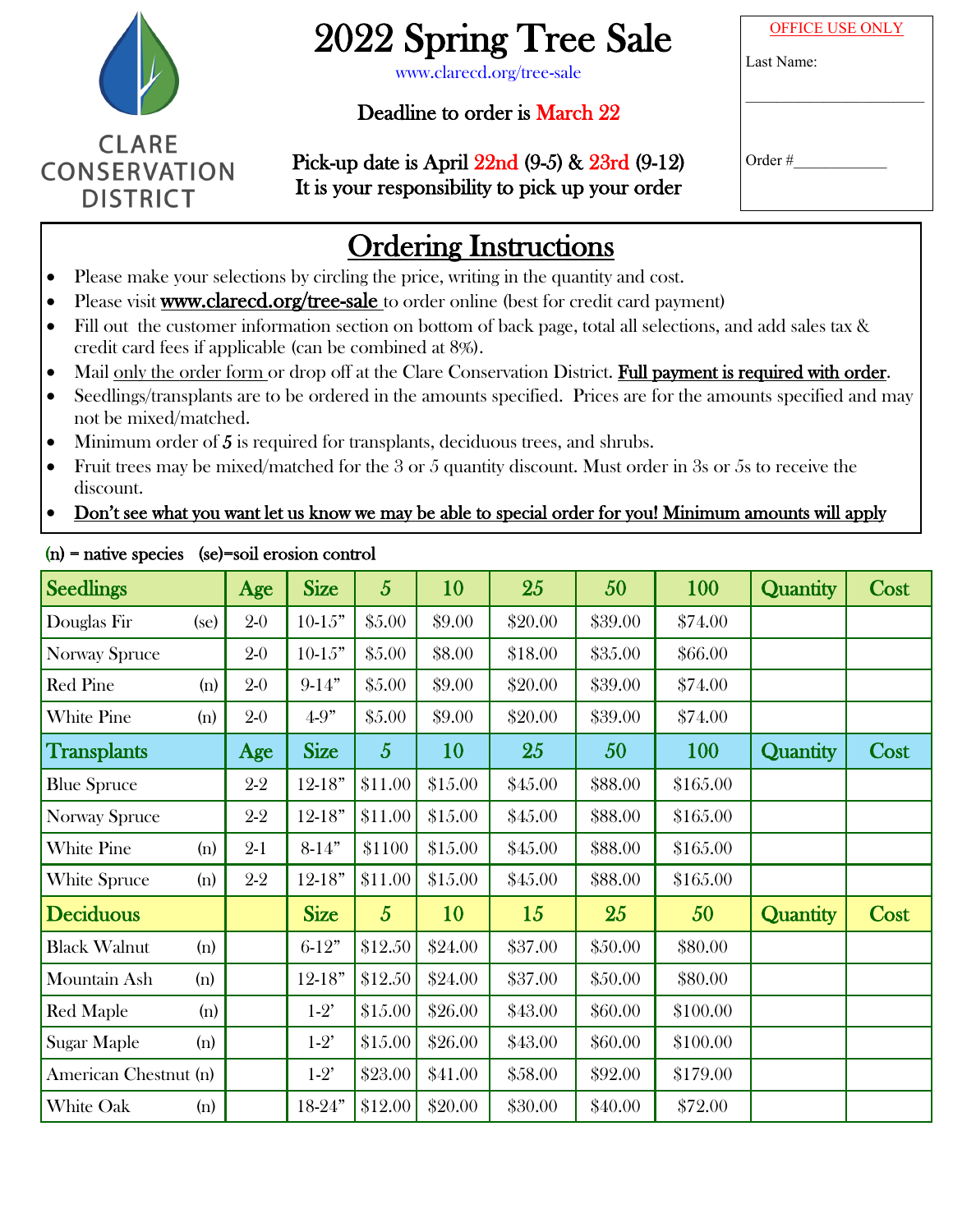CLARE CONSERVATION DISTRICT

# 2022 Spring Tree Sale

www.clarecd.org/tree-sale

Deadline to order is March 22

Pick-up date is April 22nd (9-5) & 23rd (9-12)
It is your responsibility to pick up your order

OFFICE USE ONLY

Last Name: ____________________

Order #____________

## Ordering Instructions

- Please make your selections by circling the price, writing in the quantity and cost.
- Please visit **www.clarecd.org/tree-sale** to order online (best for credit card payment)
- Fill out the customer information section on bottom of back page, total all selections, and add sales tax & credit card fees if applicable (can be combined at 8%).
- Mail only the order form or drop off at the Clare Conservation District. **Full payment is required with order**.
- Seedlings/transplants are to be ordered in the amounts specified. Prices are for the amounts specified and may not be mixed/matched.
- Minimum order of *5* is required for transplants, deciduous trees, and shrubs.
- Fruit trees may be mixed/matched for the 3 or 5 quantity discount. Must order in 3s or 5s to receive the discount.
- **Don't see what you want let us know we may be able to special order for you! Minimum amounts will apply**

(n) = native species (se)=soil erosion control

| Seedlings | Age | Size | 5 | 10 | 25 | 50 | 100 | Quantity | Cost |
|---|---|---|---|---|---|---|---|---|---|
| Douglas Fir (se) | 2-0 | 10-15" | $5.00 | $9.00 | $20.00 | $39.00 | $74.00 | | |
| Norway Spruce | 2-0 | 10-15" | $5.00 | $8.00 | $18.00 | $35.00 | $66.00 | | |
| Red Pine (n) | 2-0 | 9-14" | $5.00 | $9.00 | $20.00 | $39.00 | $74.00 | | |
| White Pine (n) | 2-0 | 4-9" | $5.00 | $9.00 | $20.00 | $39.00 | $74.00 | | |
| **Transplants** | **Age** | **Size** | **5** | **10** | **25** | **50** | **100** | **Quantity** | **Cost** |
| Blue Spruce | 2-2 | 12-18" | $11.00 | $15.00 | $45.00 | $88.00 | $165.00 | | |
| Norway Spruce | 2-2 | 12-18" | $11.00 | $15.00 | $45.00 | $88.00 | $165.00 | | |
| White Pine (n) | 2-1 | 8-14" | $1100 | $15.00 | $45.00 | $88.00 | $165.00 | | |
| White Spruce (n) | 2-2 | 12-18" | $11.00 | $15.00 | $45.00 | $88.00 | $165.00 | | |
| **Deciduous** | | **Size** | **5** | **10** | **15** | **25** | **50** | **Quantity** | **Cost** |
| Black Walnut (n) | | 6-12" | $12.50 | $24.00 | $37.00 | $50.00 | $80.00 | | |
| Mountain Ash (n) | | 12-18" | $12.50 | $24.00 | $37.00 | $50.00 | $80.00 | | |
| Red Maple (n) | | 1-2' | $15.00 | $26.00 | $43.00 | $60.00 | $100.00 | | |
| Sugar Maple (n) | | 1-2' | $15.00 | $26.00 | $43.00 | $60.00 | $100.00 | | |
| American Chestnut (n) | | 1-2' | $23.00 | $41.00 | $58.00 | $92.00 | $179.00 | | |
| White Oak (n) | | 18-24" | $12.00 | $20.00 | $30.00 | $40.00 | $72.00 | | |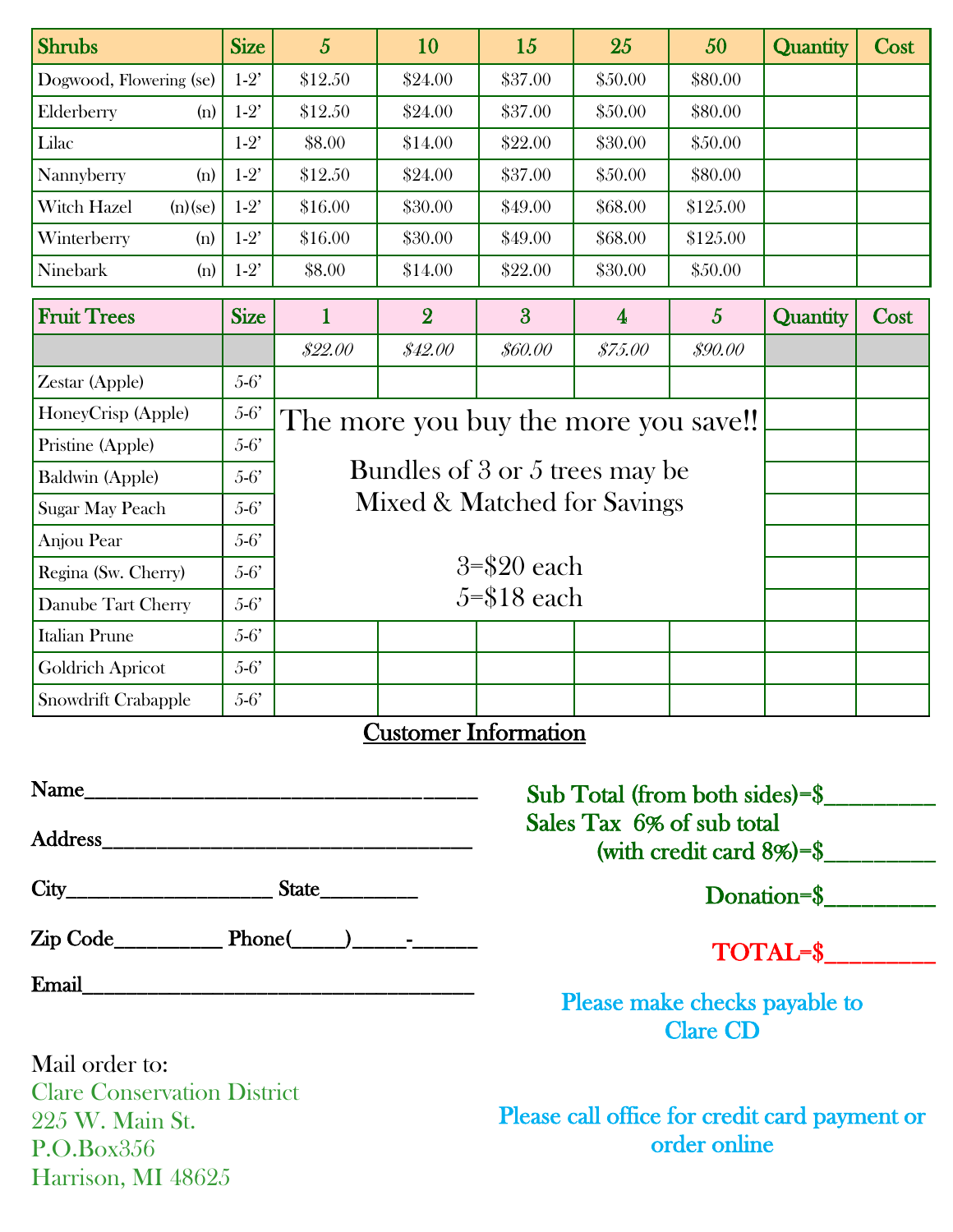| Shrubs | Size | 5 | 10 | 15 | 25 | 50 | Quantity | Cost |
|---|---|---|---|---|---|---|---|---|
| Dogwood, Flowering (se) | 1-2' | $12.50 | $24.00 | $37.00 | $50.00 | $80.00 | | |
| Elderberry (n) | 1-2' | $12.50 | $24.00 | $37.00 | $50.00 | $80.00 | | |
| Lilac | 1-2' | $8.00 | $14.00 | $22.00 | $30.00 | $50.00 | | |
| Nannyberry (n) | 1-2' | $12.50 | $24.00 | $37.00 | $50.00 | $80.00 | | |
| Witch Hazel (n)(se) | 1-2' | $16.00 | $30.00 | $49.00 | $68.00 | $125.00 | | |
| Winterberry (n) | 1-2' | $16.00 | $30.00 | $49.00 | $68.00 | $125.00 | | |
| Ninebark (n) | 1-2' | $8.00 | $14.00 | $22.00 | $30.00 | $50.00 | | |

| Fruit Trees | Size | 1 | 2 | 3 | 4 | 5 | Quantity | Cost |
|---|---|---|---|---|---|---|---|---|
| | | *$22.00* | *$42.00* | *$60.00* | *$75.00* | *$90.00* | | |
| Zestar (Apple) | 5-6' | | | | | | | |
| HoneyCrisp (Apple) | 5-6' | | | | | | | |
| Pristine (Apple) | 5-6' | | | | | | | |
| Baldwin (Apple) | 5-6' | | | | | | | |
| Sugar May Peach | 5-6' | | | | | | | |
| Anjou Pear | 5-6' | | | | | | | |
| Regina (Sw. Cherry) | 5-6' | | | | | | | |
| Danube Tart Cherry | 5-6' | | | | | | | |
| Italian Prune | 5-6' | | | | | | | |
| Goldrich Apricot | 5-6' | | | | | | | |
| Snowdrift Crabapple | 5-6' | | | | | | | |

The more you buy the more you save!!

Bundles of 3 or 5 trees may be Mixed & Matched for Savings

3=$20 each
5=$18 each

## Customer Information

**Name**_________________________________

**Address**_______________________________

**City**__________________ **State**_________

**Zip Code**__________ **Phone**(_____)_____-______

**Email**__________________________________

Sub Total (from both sides)=$_________

Sales Tax 6% of sub total (with credit card 8%)=$_________

Donation=$_________

TOTAL=$_________

Please make checks payable to Clare CD

Mail order to:
Clare Conservation District
225 W. Main St.
P.O.Box356
Harrison, MI 48625

Please call office for credit card payment or order online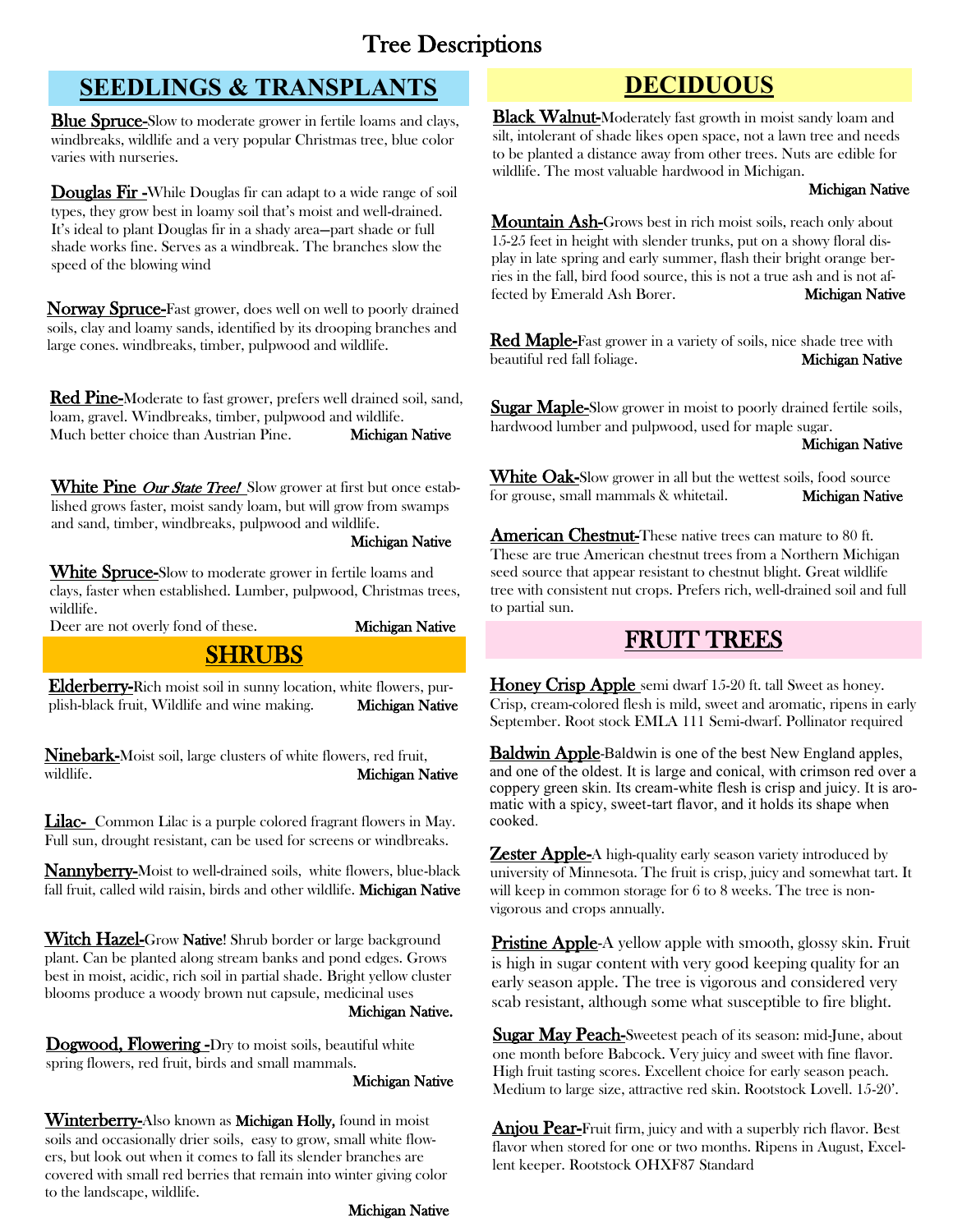# Tree Descriptions

## SEEDLINGS & TRANSPLANTS

**Blue Spruce-**Slow to moderate grower in fertile loams and clays, windbreaks, wildlife and a very popular Christmas tree, blue color varies with nurseries.

**Douglas Fir -**While Douglas fir can adapt to a wide range of soil types, they grow best in loamy soil that's moist and well-drained. It's ideal to plant Douglas fir in a shady area—part shade or full shade works fine. Serves as a windbreak. The branches slow the speed of the blowing wind

**Norway Spruce-**Fast grower, does well on well to poorly drained soils, clay and loamy sands, identified by its drooping branches and large cones. windbreaks, timber, pulpwood and wildlife.

**Red Pine-**Moderate to fast grower, prefers well drained soil, sand, loam, gravel. Windbreaks, timber, pulpwood and wildlife. Much better choice than Austrian Pine. **Michigan Native**

**White Pine** ***Our State Tree!*** Slow grower at first but once established grows faster, moist sandy loam, but will grow from swamps and sand, timber, windbreaks, pulpwood and wildlife. **Michigan Native**

**White Spruce-**Slow to moderate grower in fertile loams and clays, faster when established. Lumber, pulpwood, Christmas trees, wildlife.
Deer are not overly fond of these. **Michigan Native**

## SHRUBS

**Elderberry-**Rich moist soil in sunny location, white flowers, purplish-black fruit, Wildlife and wine making. **Michigan Native**

**Ninebark-**Moist soil, large clusters of white flowers, red fruit, wildlife. **Michigan Native**

**Lilac-** Common Lilac is a purple colored fragrant flowers in May. Full sun, drought resistant, can be used for screens or windbreaks.

**Nannyberry-**Moist to well-drained soils, white flowers, blue-black fall fruit, called wild raisin, birds and other wildlife. **Michigan Native**

**Witch Hazel-**Grow **Native**! Shrub border or large background plant. Can be planted along stream banks and pond edges. Grows best in moist, acidic, rich soil in partial shade. Bright yellow cluster blooms produce a woody brown nut capsule, medicinal uses **Michigan Native.**

**Dogwood, Flowering -**Dry to moist soils, beautiful white spring flowers, red fruit, birds and small mammals. **Michigan Native**

**Winterberry-**Also known as **Michigan Holly,** found in moist soils and occasionally drier soils, easy to grow, small white flowers, but look out when it comes to fall its slender branches are covered with small red berries that remain into winter giving color to the landscape, wildlife. **Michigan Native**

## DECIDUOUS

**Black Walnut-**Moderately fast growth in moist sandy loam and silt, intolerant of shade likes open space, not a lawn tree and needs to be planted a distance away from other trees. Nuts are edible for wildlife. The most valuable hardwood in Michigan. **Michigan Native**

**Mountain Ash-**Grows best in rich moist soils, reach only about 15-25 feet in height with slender trunks, put on a showy floral display in late spring and early summer, flash their bright orange berries in the fall, bird food source, this is not a true ash and is not affected by Emerald Ash Borer. **Michigan Native**

**Red Maple-**Fast grower in a variety of soils, nice shade tree with beautiful red fall foliage. **Michigan Native**

**Sugar Maple-**Slow grower in moist to poorly drained fertile soils, hardwood lumber and pulpwood, used for maple sugar. **Michigan Native**

**White Oak-**Slow grower in all but the wettest soils, food source for grouse, small mammals & whitetail. **Michigan Native**

**American Chestnut-**These native trees can mature to 80 ft. These are true American chestnut trees from a Northern Michigan seed source that appear resistant to chestnut blight. Great wildlife tree with consistent nut crops. Prefers rich, well-drained soil and full to partial sun.

## FRUIT TREES

**Honey Crisp Apple** semi dwarf 15-20 ft. tall Sweet as honey. Crisp, cream-colored flesh is mild, sweet and aromatic, ripens in early September. Root stock EMLA 111 Semi-dwarf. Pollinator required

**Baldwin Apple**-Baldwin is one of the best New England apples, and one of the oldest. It is large and conical, with crimson red over a coppery green skin. Its cream-white flesh is crisp and juicy. It is aromatic with a spicy, sweet-tart flavor, and it holds its shape when cooked.

**Zester Apple-**A high-quality early season variety introduced by university of Minnesota. The fruit is crisp, juicy and somewhat tart. It will keep in common storage for 6 to 8 weeks. The tree is non-vigorous and crops annually.

**Pristine Apple-**A yellow apple with smooth, glossy skin. Fruit is high in sugar content with very good keeping quality for an early season apple. The tree is vigorous and considered very scab resistant, although some what susceptible to fire blight.

**Sugar May Peach-**Sweetest peach of its season: mid-June, about one month before Babcock. Very juicy and sweet with fine flavor. High fruit tasting scores. Excellent choice for early season peach. Medium to large size, attractive red skin. Rootstock Lovell. 15-20'.

**Anjou Pear-**Fruit firm, juicy and with a superbly rich flavor. Best flavor when stored for one or two months. Ripens in August, Excellent keeper. Rootstock OHXF87 Standard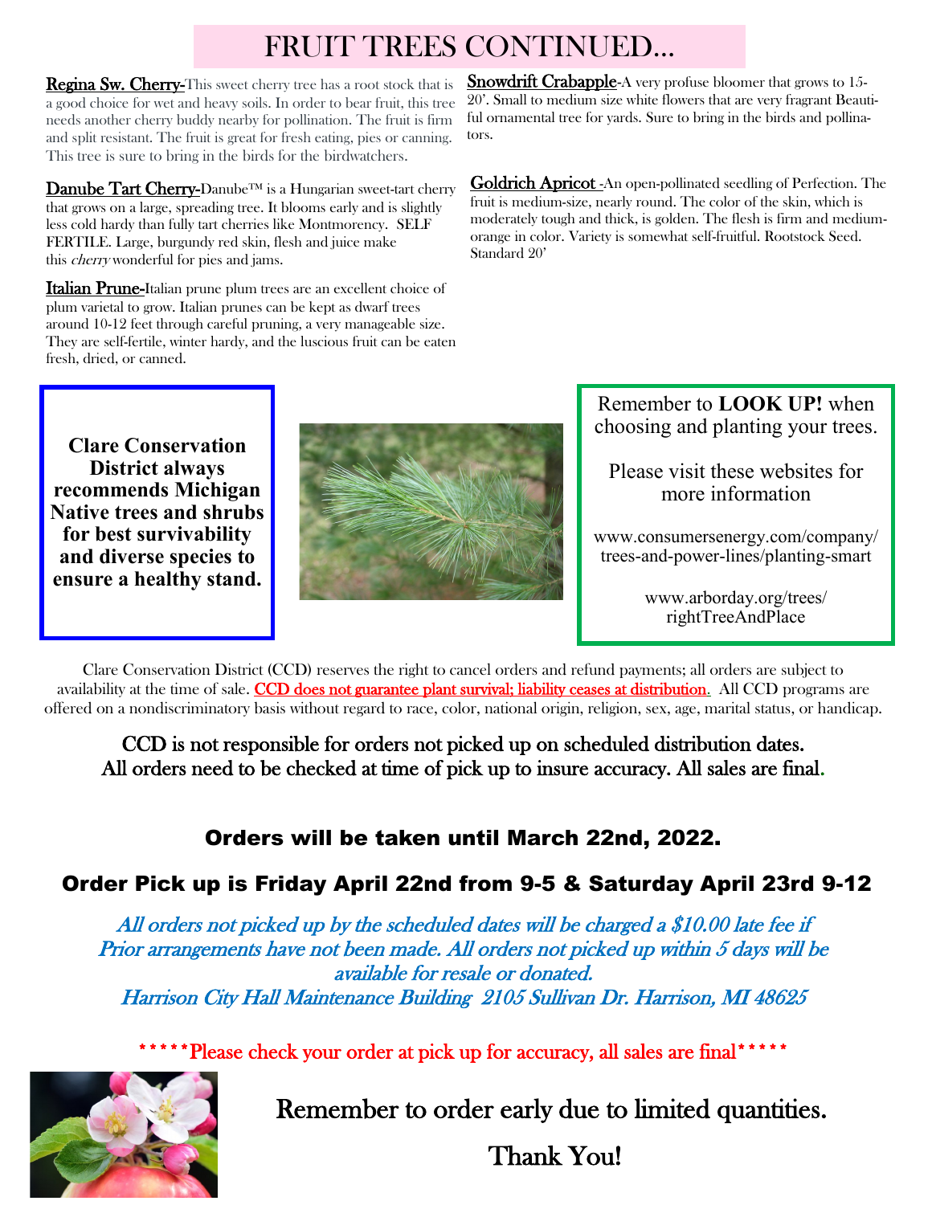# FRUIT TREES CONTINUED…

**Regina Sw. Cherry-**This sweet cherry tree has a root stock that is a good choice for wet and heavy soils. In order to bear fruit, this tree needs another cherry buddy nearby for pollination. The fruit is firm and split resistant. The fruit is great for fresh eating, pies or canning. This tree is sure to bring in the birds for the birdwatchers.

**Danube Tart Cherry-**Danube™ is a Hungarian sweet-tart cherry that grows on a large, spreading tree. It blooms early and is slightly less cold hardy than fully tart cherries like Montmorency. SELF FERTILE. Large, burgundy red skin, flesh and juice make this *cherry* wonderful for pies and jams.

**Italian Prune-**Italian prune plum trees are an excellent choice of plum varietal to grow. Italian prunes can be kept as dwarf trees around 10-12 feet through careful pruning, a very manageable size. They are self-fertile, winter hardy, and the luscious fruit can be eaten fresh, dried, or canned.

**Snowdrift Crabapple-**A very profuse bloomer that grows to 15-20'. Small to medium size white flowers that are very fragrant Beautiful ornamental tree for yards. Sure to bring in the birds and pollinators.

**Goldrich Apricot -**An open-pollinated seedling of Perfection. The fruit is medium-size, nearly round. The color of the skin, which is moderately tough and thick, is golden. The flesh is firm and medium-orange in color. Variety is somewhat self-fruitful. Rootstock Seed. Standard 20'

**Clare Conservation District always recommends Michigan Native trees and shrubs for best survivability and diverse species to ensure a healthy stand.**

Remember to **LOOK UP!** when choosing and planting your trees.

Please visit these websites for more information

www.consumersenergy.com/company/trees-and-power-lines/planting-smart

www.arborday.org/trees/rightTreeAndPlace

Clare Conservation District (CCD) reserves the right to cancel orders and refund payments; all orders are subject to availability at the time of sale. CCD does not guarantee plant survival; liability ceases at distribution. All CCD programs are offered on a nondiscriminatory basis without regard to race, color, national origin, religion, sex, age, marital status, or handicap.

CCD is not responsible for orders not picked up on scheduled distribution dates. All orders need to be checked at time of pick up to insure accuracy. All sales are final.

**Orders will be taken until March 22nd, 2022.**

**Order Pick up is Friday April 22nd from 9-5 & Saturday April 23rd 9-12**

*All orders not picked up by the scheduled dates will be charged a $10.00 late fee if Prior arrangements have not been made. All orders not picked up within 5 days will be available for resale or donated.*
*Harrison City Hall Maintenance Building 2105 Sullivan Dr. Harrison, MI 48625*

*****Please check your order at pick up for accuracy, all sales are final*****

Remember to order early due to limited quantities.

Thank You!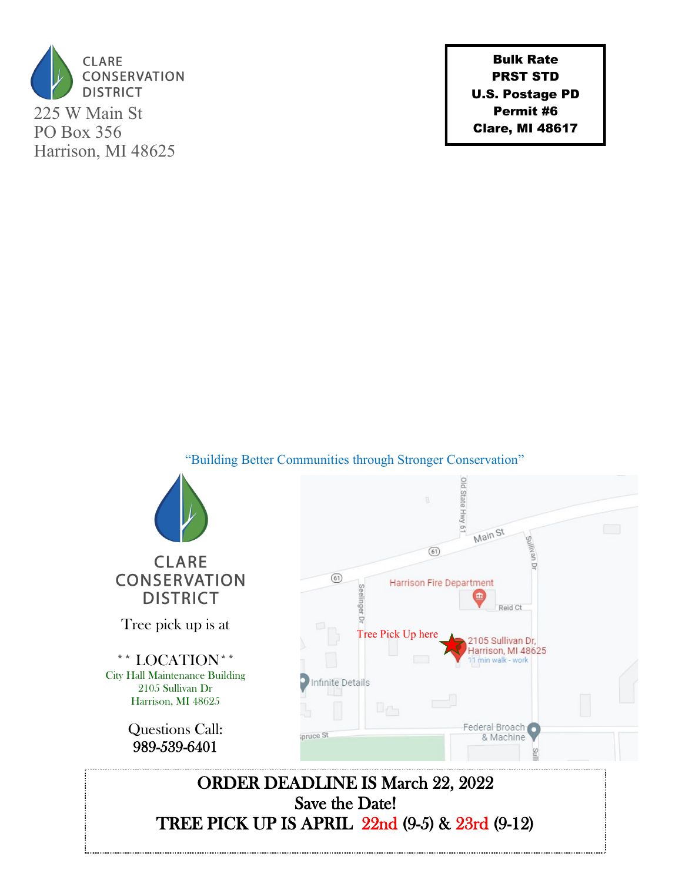CLARE CONSERVATION DISTRICT
225 W Main St
PO Box 356
Harrison, MI 48625

**Bulk Rate**
**PRST STD**
**U.S. Postage PD**
**Permit #6**
**Clare, MI 48617**

"Building Better Communities through Stronger Conservation"

CLARE CONSERVATION DISTRICT

Tree pick up is at

\*\* LOCATION\*\*
City Hall Maintenance Building
2105 Sullivan Dr
Harrison, MI 48625

Questions Call:
989-539-6401

Old State Hwy 61
Main St
61
61
Sullivan Dr
Seelinger Dr
Harrison Fire Department
Reid Ct
Tree Pick Up here
2105 Sullivan Dr, Harrison, MI 48625
11 min walk - work
Infinite Details
Spruce St
Federal Broach & Machine

ORDER DEADLINE IS March 22, 2022
Save the Date!
TREE PICK UP IS APRIL 22nd (9-5) & 23rd (9-12)